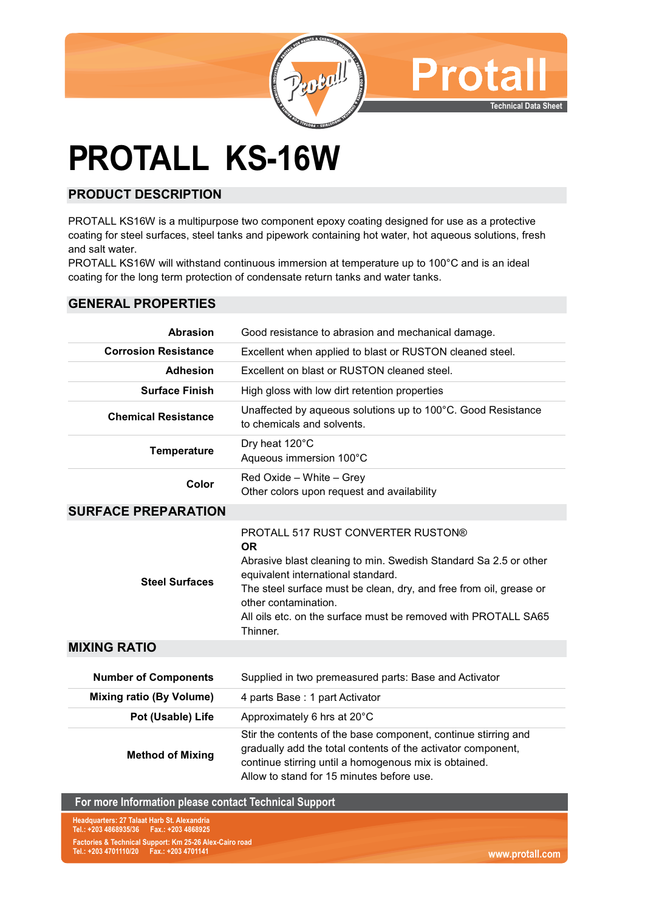# PROTALL KS-16W

## PRODUCT DESCRIPTION

PROTALL KS16W is a multipurpose two component epoxy coating designed for use as a protective coating for steel surfaces, steel tanks and pipework containing hot water, hot aqueous solutions, fresh and salt water.

PROTALL KS16W will withstand continuous immersion at temperature up to 100°C and is an ideal coating for the long term protection of condensate return tanks and water tanks.

## GENERAL PROPERTIES

| | |
|---|---|
| **Abrasion** | Good resistance to abrasion and mechanical damage. |
| **Corrosion Resistance** | Excellent when applied to blast or RUSTON cleaned steel. |
| **Adhesion** | Excellent on blast or RUSTON cleaned steel. |
| **Surface Finish** | High gloss with low dirt retention properties |
| **Chemical Resistance** | Unaffected by aqueous solutions up to 100°C. Good Resistance to chemicals and solvents. |
| **Temperature** | Dry heat 120°C<br>Aqueous immersion 100°C |
| **Color** | Red Oxide – White – Grey<br>Other colors upon request and availability |

## SURFACE PREPARATION

| | |
|---|---|
| **Steel Surfaces** | PROTALL 517 RUST CONVERTER RUSTON®<br>**OR**<br>Abrasive blast cleaning to min. Swedish Standard Sa 2.5 or other equivalent international standard.<br>The steel surface must be clean, dry, and free from oil, grease or other contamination.<br>All oils etc. on the surface must be removed with PROTALL SA65 Thinner. |

## MIXING RATIO

| | |
|---|---|
| **Number of Components** | Supplied in two premeasured parts: Base and Activator |
| **Mixing ratio (By Volume)** | 4 parts Base : 1 part Activator |
| **Pot (Usable) Life** | Approximately 6 hrs at 20°C |
| **Method of Mixing** | Stir the contents of the base component, continue stirring and gradually add the total contents of the activator component, continue stirring until a homogenous mix is obtained.<br>Allow to stand for 15 minutes before use. |

**For more Information please contact Technical Support**

Headquarters: 27 Talaat Harb St. Alexandria
Tel.: +203 4868935/36 Fax.: +203 4868925

Factories & Technical Support: Km 25-26 Alex-Cairo road
Tel.: +203 4701110/20 Fax.: +203 4701141

www.protall.com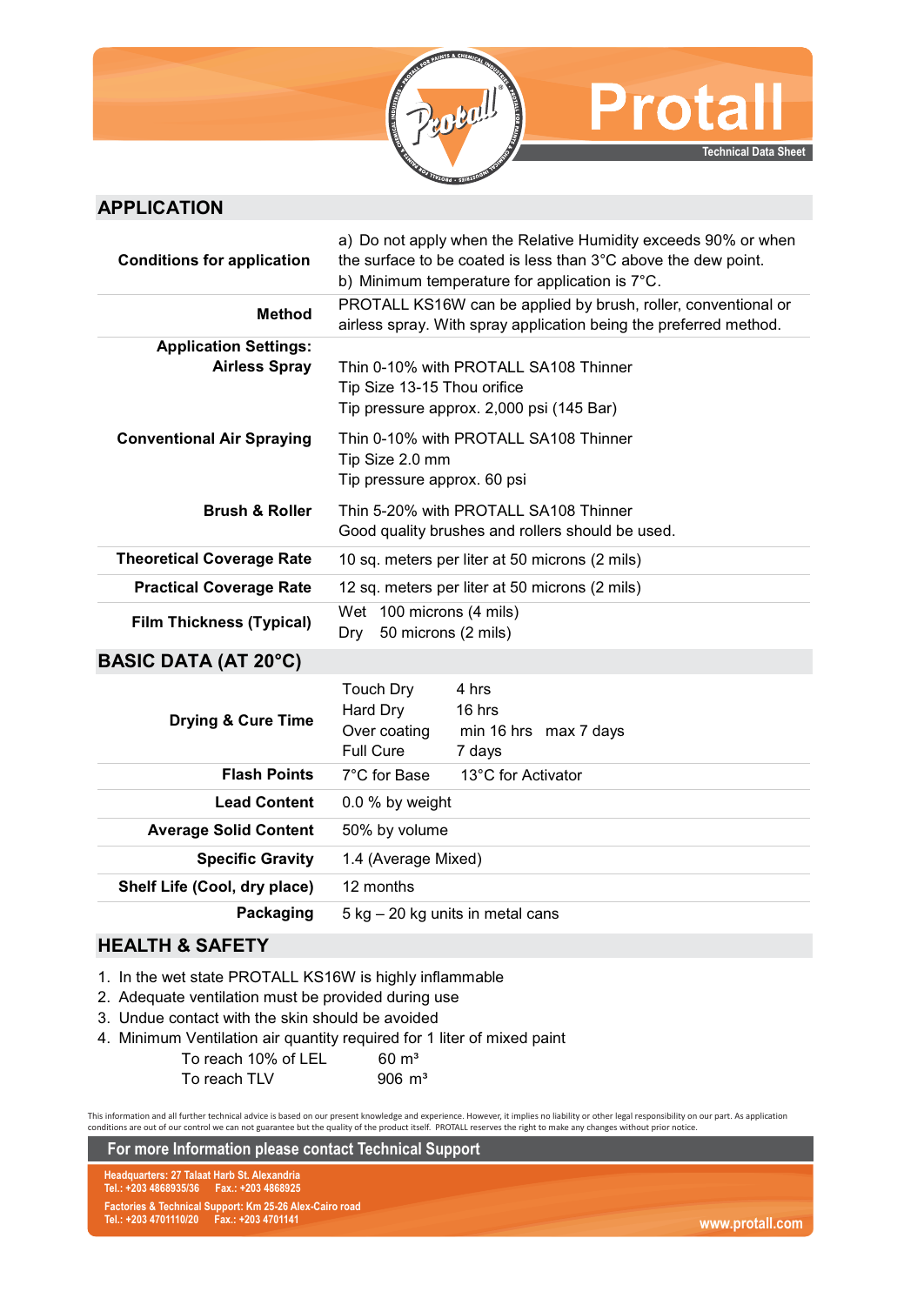## APPLICATION

| | |
|---|---|
| **Conditions for application** | a) Do not apply when the Relative Humidity exceeds 90% or when the surface to be coated is less than 3°C above the dew point.<br>b) Minimum temperature for application is 7°C. |
| **Method** | PROTALL KS16W can be applied by brush, roller, conventional or airless spray. With spray application being the preferred method. |
| **Application Settings:**<br>**Airless Spray** | Thin 0-10% with PROTALL SA108 Thinner<br>Tip Size 13-15 Thou orifice<br>Tip pressure approx. 2,000 psi (145 Bar) |
| **Conventional Air Spraying** | Thin 0-10% with PROTALL SA108 Thinner<br>Tip Size 2.0 mm<br>Tip pressure approx. 60 psi |
| **Brush & Roller** | Thin 5-20% with PROTALL SA108 Thinner<br>Good quality brushes and rollers should be used. |
| **Theoretical Coverage Rate** | 10 sq. meters per liter at 50 microns (2 mils) |
| **Practical Coverage Rate** | 12 sq. meters per liter at 50 microns (2 mils) |
| **Film Thickness (Typical)** | Wet 100 microns (4 mils)<br>Dry 50 microns (2 mils) |

## BASIC DATA (AT 20°C)

| | |
|---|---|
| **Drying & Cure Time** | Touch Dry 4 hrs<br>Hard Dry 16 hrs<br>Over coating min 16 hrs max 7 days<br>Full Cure 7 days |
| **Flash Points** | 7°C for Base 13°C for Activator |
| **Lead Content** | 0.0 % by weight |
| **Average Solid Content** | 50% by volume |
| **Specific Gravity** | 1.4 (Average Mixed) |
| **Shelf Life (Cool, dry place)** | 12 months |
| **Packaging** | 5 kg – 20 kg units in metal cans |

## HEALTH & SAFETY

1. In the wet state PROTALL KS16W is highly inflammable
2. Adequate ventilation must be provided during use
3. Undue contact with the skin should be avoided
4. Minimum Ventilation air quantity required for 1 liter of mixed paint

   To reach 10% of LEL 60 m³
   To reach TLV 906 m³

This information and all further technical advice is based on our present knowledge and experience. However, it implies no liability or other legal responsibility on our part. As application conditions are out of our control we can not guarantee but the quality of the product itself. PROTALL reserves the right to make any changes without prior notice.

**For more Information please contact Technical Support**

Headquarters: 27 Talaat Harb St. Alexandria
Tel.: +203 4868935/36 Fax.: +203 4868925

Factories & Technical Support: Km 25-26 Alex-Cairo road
Tel.: +203 4701110/20 Fax.: +203 4701141

www.protall.com